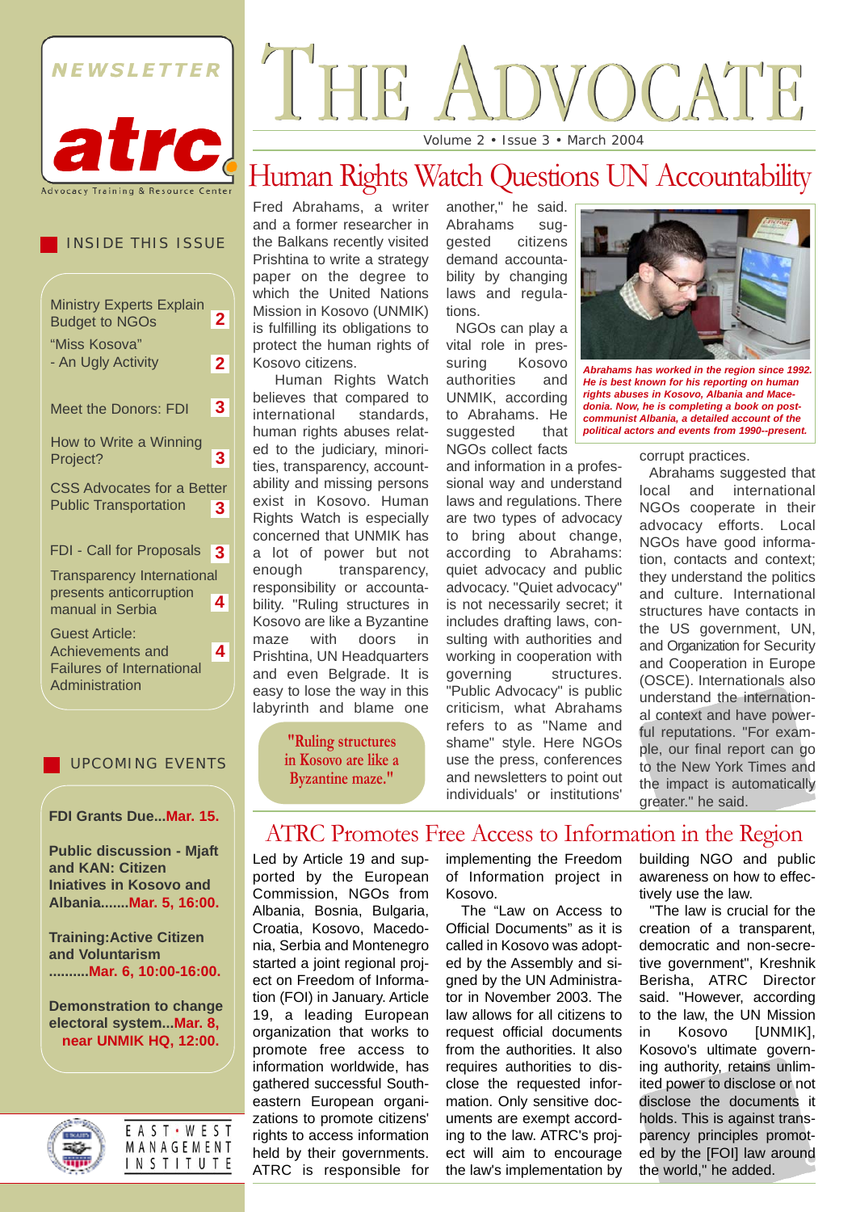# THE ADVOCATE

NEWSLETTER

atrc

Advocacy Training & Resource Center

Volume 2 • Issue 3 • March 2004

## INSIDE THIS ISSUE

- Ministry Experts Explain Budget to NGOs — 2
- "Miss Kosova" - An Ugly Activity — 2
- Meet the Donors: FDI — 3
- How to Write a Winning Project? — 3
- CSS Advocates for a Better Public Transportation — 3
- FDI - Call for Proposals — 3
- Transparency International presents anticorruption manual in Serbia — 4
- Guest Article: Achievements and Failures of International Administration — 4

## UPCOMING EVENTS

**FDI Grants Due...Mar. 15.**

**Public discussion - Mjaft and KAN: Citizen Iniatives in Kosovo and Albania.......Mar. 5, 16:00.**

**Training:Active Citizen and Voluntarism ..........Mar. 6, 10:00-16:00.**

**Demonstration to change electoral system...Mar. 8, near UNMIK HQ, 12:00.**

EAST-WEST MANAGEMENT INSTITUTE

## Human Rights Watch Questions UN Accountability

Fred Abrahams, a writer and a former researcher in the Balkans recently visited Prishtina to write a strategy paper on the degree to which the United Nations Mission in Kosovo (UNMIK) is fulfilling its obligations to protect the human rights of Kosovo citizens.

Human Rights Watch believes that compared to international standards, human rights abuses related to the judiciary, minorities, transparency, accountability and missing persons exist in Kosovo. Human Rights Watch is especially concerned that UNMIK has a lot of power but not enough transparency, responsibility or accountability. "Ruling structures in Kosovo are like a Byzantine maze with doors in Prishtina, UN Headquarters and even Belgrade. It is easy to lose the way in this labyrinth and blame one another," he said. Abrahams suggested citizens demand accountability by changing laws and regulations.

> "Ruling structures in Kosovo are like a Byzantine maze."

NGOs can play a vital role in pressuring Kosovo authorities and UNMIK, according to Abrahams. He suggested that NGOs collect facts and information in a professional way and understand laws and regulations. There are two types of advocacy to bring about change, according to Abrahams: quiet advocacy and public advocacy. "Quiet advocacy" is not necessarily secret; it includes drafting laws, consulting with authorities and working in cooperation with governing structures. "Public Advocacy" is public criticism, what Abrahams refers to as "Name and shame" style. Here NGOs use the press, conferences and newsletters to point out individuals' or institutions' corrupt practices.

*Abrahams has worked in the region since 1992. He is best known for his reporting on human rights abuses in Kosovo, Albania and Macedonia. Now, he is completing a book on post-communist Albania, a detailed account of the political actors and events from 1990--present.*

Abrahams suggested that local and international NGOs cooperate in their advocacy efforts. Local NGOs have good information, contacts and context; they understand the politics and culture. International structures have contacts in the US government, UN, and Organization for Security and Cooperation in Europe (OSCE). Internationals also understand the international context and have powerful reputations. "For example, our final report can go to the New York Times and the impact is automatically greater." he said.

## ATRC Promotes Free Access to Information in the Region

Led by Article 19 and supported by the European Commission, NGOs from Albania, Bosnia, Bulgaria, Croatia, Kosovo, Macedonia, Serbia and Montenegro started a joint regional project on Freedom of Information (FOI) in January. Article 19, a leading European organization that works to promote free access to information worldwide, has gathered successful Southeastern European organizations to promote citizens' rights to access information held by their governments. ATRC is responsible for implementing the Freedom of Information project in Kosovo.

The "Law on Access to Official Documents" as it is called in Kosovo was adopted by the Assembly and signed by the UN Administrator in November 2003. The law allows for all citizens to request official documents from the authorities. It also requires authorities to disclose the requested information. Only sensitive documents are exempt according to the law. ATRC's project will aim to encourage the law's implementation by building NGO and public awareness on how to effectively use the law.

"The law is crucial for the creation of a transparent, democratic and non-secretive government", Kreshnik Berisha, ATRC Director said. "However, according to the law, the UN Mission in Kosovo [UNMIK], Kosovo's ultimate governing authority, retains unlimited power to disclose or not disclose the documents it holds. This is against transparency principles promoted by the [FOI] law around the world," he added.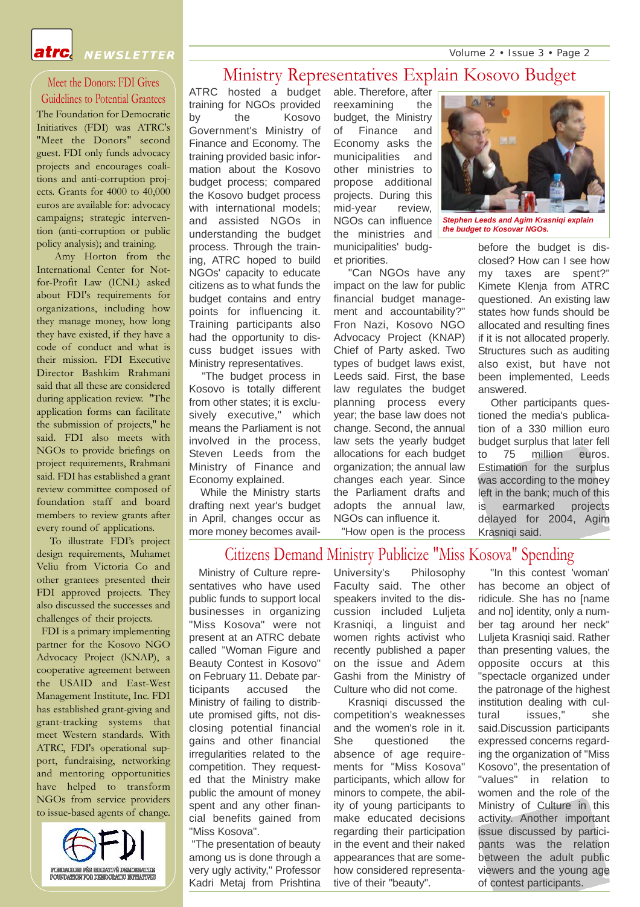## Meet the Donors: FDI Gives Guidelines to Potential Grantees

The Foundation for Democratic Initiatives (FDI) was ATRC's "Meet the Donors" second guest. FDI only funds advocacy projects and encourages coalitions and anti-corruption projects. Grants for 4000 to 40,000 euros are available for: advocacy campaigns; strategic intervention (anti-corruption or public policy analysis); and training.

Amy Horton from the International Center for Not-for-Profit Law (ICNL) asked about FDI's requirements for organizations, including how they manage money, how long they have existed, if they have a code of conduct and what is their mission. FDI Executive Director Bashkim Rrahmani said that all these are considered during application review. "The application forms can facilitate the submission of projects," he said. FDI also meets with NGOs to provide briefings on project requirements, Rrahmani said. FDI has established a grant review committee composed of foundation staff and board members to review grants after every round of applications.

To illustrate FDI's project design requirements, Muhamet Veliu from Victoria Co and other grantees presented their FDI approved projects. They also discussed the successes and challenges of their projects.

FDI is a primary implementing partner for the Kosovo NGO Advocacy Project (KNAP), a cooperative agreement between the USAID and East-West Management Institute, Inc. FDI has established grant-giving and grant-tracking systems that meet Western standards. With ATRC, FDI's operational support, fundraising, networking and mentoring opportunities have helped to transform NGOs from service providers to issue-based agents of change.

FONDACIONI PËR INICIATIVË DEMOKRATIKE
FOUNDATION FOR DEMOCRATIC INITIATIVES

# Ministry Representatives Explain Kosovo Budget

ATRC hosted a budget training for NGOs provided by the Kosovo Government's Ministry of Finance and Economy. The training provided basic information about the Kosovo budget process; compared the Kosovo budget process with international models; and assisted NGOs in understanding the budget process. Through the training, ATRC hoped to build NGOs' capacity to educate citizens as to what funds the budget contains and entry points for influencing it. Training participants also had the opportunity to discuss budget issues with Ministry representatives.

"The budget process in Kosovo is totally different from other states; it is exclusively executive," which means the Parliament is not involved in the process, Steven Leeds from the Ministry of Finance and Economy explained.

While the Ministry starts drafting next year's budget in April, changes occur as more money becomes available. Therefore, after reexamining the budget, the Ministry of Finance and Economy asks the municipalities and other ministries to propose additional projects. During this mid-year review, NGOs can influence the ministries and municipalities' budget priorities.

"Can NGOs have any impact on the law for public financial budget management and accountability?" Fron Nazi, Kosovo NGO Advocacy Project (KNAP) Chief of Party asked. Two types of budget laws exist, Leeds said. First, the base law regulates the budget planning process every year; the base law does not change. Second, the annual law sets the yearly budget allocations for each budget organization; the annual law changes each year. Since the Parliament drafts and adopts the annual law, NGOs can influence it.

*Stephen Leeds and Agim Krasniqi explain the budget to Kosovar NGOs.*

"How open is the process before the budget is disclosed? How can I see how my taxes are spent?" Kimete Klenja from ATRC questioned. An existing law states how funds should be allocated and resulting fines if it is not allocated properly. Structures such as auditing also exist, but have not been implemented, Leeds answered.

Other participants questioned the media's publication of a 330 million euro budget surplus that later fell to 75 million euros. Estimation for the surplus was according to the money left in the bank; much of this is earmarked projects delayed for 2004, Agim Krasniqi said.

# Citizens Demand Ministry Publicize "Miss Kosova" Spending

Ministry of Culture representatives who have used public funds to support local businesses in organizing "Miss Kosova" were not present at an ATRC debate called "Woman Figure and Beauty Contest in Kosovo" on February 11. Debate participants accused the Ministry of failing to distribute promised gifts, not disclosing potential financial gains and other financial irregularities related to the competition. They requested that the Ministry make public the amount of money spent and any other financial benefits gained from "Miss Kosova".

"The presentation of beauty among us is done through a very ugly activity," Professor Kadri Metaj from Prishtina University's Philosophy Faculty said. The other speakers invited to the discussion included Luljeta Krasniqi, a linguist and women rights activist who recently published a paper on the issue and Adem Gashi from the Ministry of Culture who did not come.

Krasniqi discussed the competition's weaknesses and the women's role in it. She questioned the absence of age requirements for "Miss Kosova" participants, which allow for minors to compete, the ability of young participants to make educated decisions regarding their participation in the event and their naked appearances that are somehow considered representative of their "beauty".

"In this contest 'woman' has become an object of ridicule. She has no [name and no] identity, only a number tag around her neck" Luljeta Krasniqi said. Rather than presenting values, the opposite occurs at this "spectacle organized under the patronage of the highest institution dealing with cultural issues," she said.Discussion participants expressed concerns regarding the organization of "Miss Kosovo", the presentation of "values" in relation to women and the role of the Ministry of Culture in this activity. Another important issue discussed by participants was the relation between the adult public viewers and the young age of contest participants.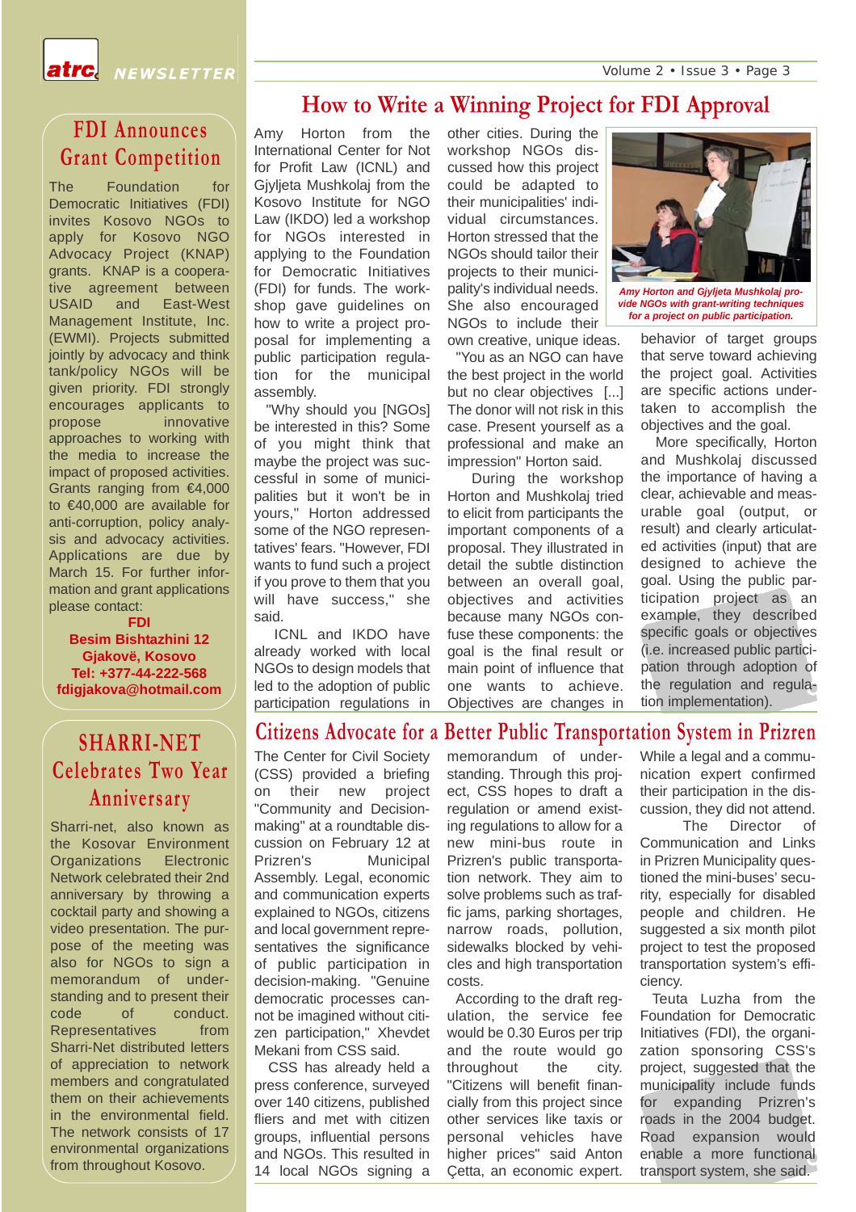## FDI Announces Grant Competition

The Foundation for Democratic Initiatives (FDI) invites Kosovo NGOs to apply for Kosovo NGO Advocacy Project (KNAP) grants. KNAP is a cooperative agreement between USAID and East-West Management Institute, Inc. (EWMI). Projects submitted jointly by advocacy and think tank/policy NGOs will be given priority. FDI strongly encourages applicants to propose innovative approaches to working with the media to increase the impact of proposed activities. Grants ranging from €4,000 to €40,000 are available for anti-corruption, policy analysis and advocacy activities. Applications are due by March 15. For further information and grant applications please contact:

**FDI**
**Besim Bishtazhini 12**
**Gjakovë, Kosovo**
**Tel: +377-44-222-568**
**fdigjakova@hotmail.com**

## SHARRI-NET Celebrates Two Year Anniversary

Sharri-net, also known as the Kosovar Environment Organizations Electronic Network celebrated their 2nd anniversary by throwing a cocktail party and showing a video presentation. The purpose of the meeting was also for NGOs to sign a memorandum of understanding and to present their code of conduct. Representatives from Sharri-Net distributed letters of appreciation to network members and congratulated them on their achievements in the environmental field. The network consists of 17 environmental organizations from throughout Kosovo.

## How to Write a Winning Project for FDI Approval

Amy Horton from the International Center for Not for Profit Law (ICNL) and Gjyljeta Mushkolaj from the Kosovo Institute for NGO Law (IKDO) led a workshop for NGOs interested in applying to the Foundation for Democratic Initiatives (FDI) for funds. The workshop gave guidelines on how to write a project proposal for implementing a public participation regulation for the municipal assembly.

"Why should you [NGOs] be interested in this? Some of you might think that maybe the project was successful in some of municipalities but it won't be in yours," Horton addressed some of the NGO representatives' fears. "However, FDI wants to fund such a project if you prove to them that you will have success," she said.

ICNL and IKDO have already worked with local NGOs to design models that led to the adoption of public participation regulations in other cities. During the workshop NGOs discussed how this project could be adapted to their municipalities' individual circumstances. Horton stressed that the NGOs should tailor their projects to their municipality's individual needs. She also encouraged NGOs to include their own creative, unique ideas.

"You as an NGO can have the best project in the world but no clear objectives [...] The donor will not risk in this case. Present yourself as a professional and make an impression" Horton said.

During the workshop Horton and Mushkolaj tried to elicit from participants the important components of a proposal. They illustrated in detail the subtle distinction between an overall goal, objectives and activities because many NGOs confuse these components: the goal is the final result or main point of influence that one wants to achieve. Objectives are changes in behavior of target groups that serve toward achieving the project goal. Activities are specific actions undertaken to accomplish the objectives and the goal.

*Amy Horton and Gjyljeta Mushkolaj provide NGOs with grant-writing techniques for a project on public participation.*

More specifically, Horton and Mushkolaj discussed the importance of having a clear, achievable and measurable goal (output, or result) and clearly articulated activities (input) that are designed to achieve the goal. Using the public participation project as an example, they described specific goals or objectives (i.e. increased public participation through adoption of the regulation and regulation implementation).

## Citizens Advocate for a Better Public Transportation System in Prizren

The Center for Civil Society (CSS) provided a briefing on their new project "Community and Decision-making" at a roundtable discussion on February 12 at Prizren's Municipal Assembly. Legal, economic and communication experts explained to NGOs, citizens and local government representatives the significance of public participation in decision-making. "Genuine democratic processes cannot be imagined without citizen participation," Xhevdet Mekani from CSS said.

CSS has already held a press conference, surveyed over 140 citizens, published fliers and met with citizen groups, influential persons and NGOs. This resulted in 14 local NGOs signing a memorandum of understanding. Through this project, CSS hopes to draft a regulation or amend existing regulations to allow for a new mini-bus route in Prizren's public transportation network. They aim to solve problems such as traffic jams, parking shortages, narrow roads, pollution, sidewalks blocked by vehicles and high transportation costs.

According to the draft regulation, the service fee would be 0.30 Euros per trip and the route would go throughout the city. "Citizens will benefit financially from this project since other services like taxis or personal vehicles have higher prices" said Anton Çetta, an economic expert. While a legal and a communication expert confirmed their participation in the discussion, they did not attend.

The Director of Communication and Links in Prizren Municipality questioned the mini-buses' security, especially for disabled people and children. He suggested a six month pilot project to test the proposed transportation system's efficiency.

Teuta Luzha from the Foundation for Democratic Initiatives (FDI), the organization sponsoring CSS's project, suggested that the municipality include funds for expanding Prizren's roads in the 2004 budget. Road expansion would enable a more functional transport system, she said.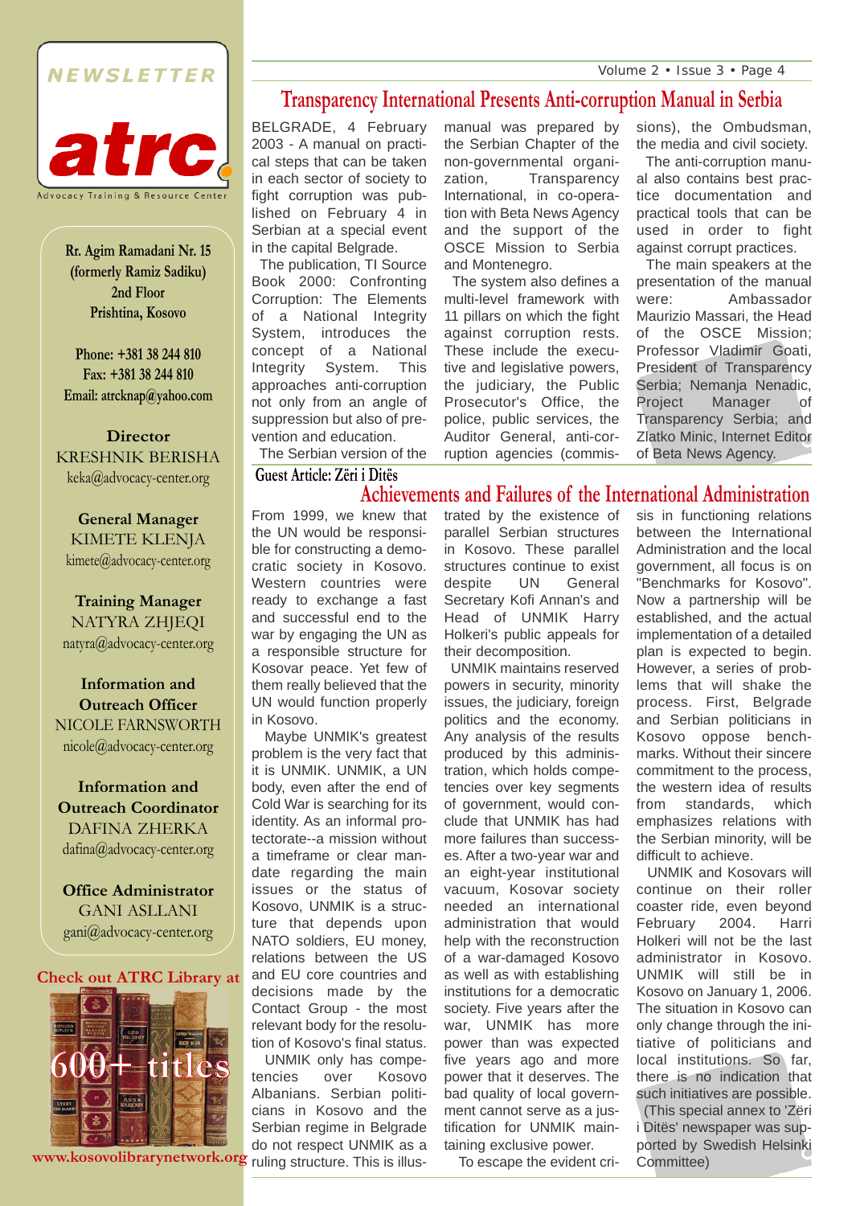NEWSLETTER

atrc

Advocacy Training & Resource Center

Rr. Agim Ramadani Nr. 15
(formerly Ramiz Sadiku)
2nd Floor
Prishtina, Kosovo

Phone: +381 38 244 810
Fax: +381 38 244 810
Email: atrcknap@yahoo.com

**Director**
KRESHNIK BERISHA
keka@advocacy-center.org

**General Manager**
KIMETE KLENJA
kimete@advocacy-center.org

**Training Manager**
NATYRA ZHJEQI
natyra@advocacy-center.org

**Information and Outreach Officer**
NICOLE FARNSWORTH
nicole@advocacy-center.org

**Information and Outreach Coordinator**
DAFINA ZHERKA
dafina@advocacy-center.org

**Office Administrator**
GANI ASLLANI
gani@advocacy-center.org

**Check out ATRC Library at**

600+ titles

www.kosovolibrarynetwork.org

## Transparency International Presents Anti-corruption Manual in Serbia

BELGRADE, 4 February 2003 - A manual on practical steps that can be taken in each sector of society to fight corruption was published on February 4 in Serbian at a special event in the capital Belgrade.

The publication, TI Source Book 2000: Confronting Corruption: The Elements of a National Integrity System, introduces the concept of a National Integrity System. This approaches anti-corruption not only from an angle of suppression but also of prevention and education.

The Serbian version of the manual was prepared by the Serbian Chapter of the non-governmental organization, Transparency International, in co-operation with Beta News Agency and the support of the OSCE Mission to Serbia and Montenegro.

The system also defines a multi-level framework with 11 pillars on which the fight against corruption rests. These include the executive and legislative powers, the judiciary, the Public Prosecutor's Office, the police, public services, the Auditor General, anti-corruption agencies (commissions), the Ombudsman, the media and civil society.

The anti-corruption manual also contains best practice documentation and practical tools that can be used in order to fight against corrupt practices.

The main speakers at the presentation of the manual were: Ambassador Maurizio Massari, the Head of the OSCE Mission; Professor Vladimir Goati, President of Transparency Serbia; Nemanja Nenadic, Project Manager of Transparency Serbia; and Zlatko Minic, Internet Editor of Beta News Agency.

**Guest Article: Zëri i Ditës**

## Achievements and Failures of the International Administration

From 1999, we knew that the UN would be responsible for constructing a democratic society in Kosovo. Western countries were ready to exchange a fast and successful end to the war by engaging the UN as a responsible structure for Kosovar peace. Yet few of them really believed that the UN would function properly in Kosovo.

Maybe UNMIK's greatest problem is the very fact that it is UNMIK. UNMIK, a UN body, even after the end of Cold War is searching for its identity. As an informal protectorate--a mission without a timeframe or clear mandate regarding the main issues or the status of Kosovo, UNMIK is a structure that depends upon NATO soldiers, EU money, relations between the US and EU core countries and decisions made by the Contact Group - the most relevant body for the resolution of Kosovo's final status.

UNMIK only has competencies over Kosovo Albanians. Serbian politicians in Kosovo and the Serbian regime in Belgrade do not respect UNMIK as a ruling structure. This is illustrated by the existence of parallel Serbian structures in Kosovo. These parallel structures continue to exist despite UN General Secretary Kofi Annan's and Head of UNMIK Harry Holkeri's public appeals for their decomposition.

UNMIK maintains reserved powers in security, minority issues, the judiciary, foreign politics and the economy. Any analysis of the results produced by this administration, which holds competencies over key segments of government, would conclude that UNMIK has had more failures than successes. After a two-year war and an eight-year institutional vacuum, Kosovar society needed an international administration that would help with the reconstruction of a war-damaged Kosovo as well as with establishing institutions for a democratic society. Five years after the war, UNMIK has more power than was expected five years ago and more power that it deserves. The bad quality of local government cannot serve as a justification for UNMIK maintaining exclusive power.

To escape the evident crisis in functioning relations between the International Administration and the local government, all focus is on "Benchmarks for Kosovo". Now a partnership will be established, and the actual implementation of a detailed plan is expected to begin. However, a series of problems that will shake the process. First, Belgrade and Serbian politicians in Kosovo oppose benchmarks. Without their sincere commitment to the process, the western idea of results from standards, which emphasizes relations with the Serbian minority, will be difficult to achieve.

UNMIK and Kosovars will continue on their roller coaster ride, even beyond February 2004. Harri Holkeri will not be the last administrator in Kosovo. UNMIK will still be in Kosovo on January 1, 2006. The situation in Kosovo can only change through the initiative of politicians and local institutions. So far, there is no indication that such initiatives are possible.

(This special annex to 'Zëri i Ditës' newspaper was supported by Swedish Helsinki Committee)